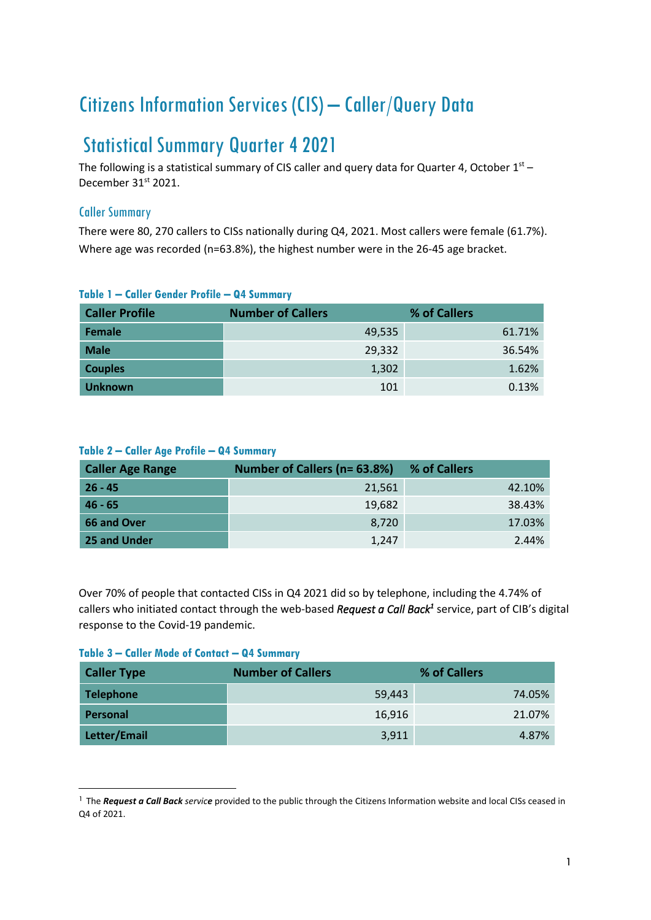# Citizens Information Services (CIS) – Caller/Query Data

## Statistical Summary Quarter 4 2021

The following is a statistical summary of CIS caller and query data for Quarter 4, October 1st – December 31st 2021.

### Caller Summary

There were 80, 270 callers to CISs nationally during Q4, 2021. Most callers were female (61.7%). Where age was recorded (n=63.8%), the highest number were in the 26-45 age bracket.

**Table 1 – Caller Gender Profile – Q4 Summary**

| Caller Profile | Number of Callers | % of Callers |
|---|---|---|
| **Female** | 49,535 | 61.71% |
| **Male** | 29,332 | 36.54% |
| **Couples** | 1,302 | 1.62% |
| **Unknown** | 101 | 0.13% |

**Table 2 – Caller Age Profile – Q4 Summary**

| Caller Age Range | Number of Callers (n= 63.8%) | % of Callers |
|---|---|---|
| **26 - 45** | 21,561 | 42.10% |
| **46 - 65** | 19,682 | 38.43% |
| **66 and Over** | 8,720 | 17.03% |
| **25 and Under** | 1,247 | 2.44% |

Over 70% of people that contacted CISs in Q4 2021 did so by telephone, including the 4.74% of callers who initiated contact through the web-based ***Request a Call Back***[1] service, part of CIB's digital response to the Covid-19 pandemic.

**Table 3 – Caller Mode of Contact – Q4 Summary**

| Caller Type | Number of Callers | % of Callers |
|---|---|---|
| **Telephone** | 59,443 | 74.05% |
| **Personal** | 16,916 | 21.07% |
| **Letter/Email** | 3,911 | 4.87% |

[1] The ***Request a Call Back** service* provided to the public through the Citizens Information website and local CISs ceased in Q4 of 2021.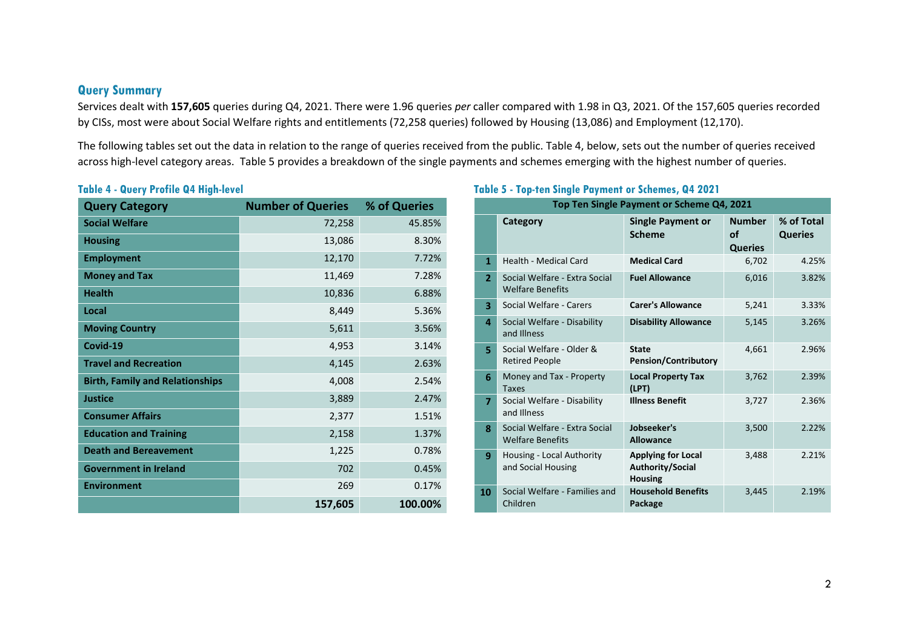## Query Summary

Services dealt with **157,605** queries during Q4, 2021. There were 1.96 queries *per* caller compared with 1.98 in Q3, 2021. Of the 157,605 queries recorded by CISs, most were about Social Welfare rights and entitlements (72,258 queries) followed by Housing (13,086) and Employment (12,170).

The following tables set out the data in relation to the range of queries received from the public. Table 4, below, sets out the number of queries received across high-level category areas. Table 5 provides a breakdown of the single payments and schemes emerging with the highest number of queries.

### Table 4 - Query Profile Q4 High-level

| Query Category | Number of Queries | % of Queries |
|---|---|---|
| **Social Welfare** | 72,258 | 45.85% |
| **Housing** | 13,086 | 8.30% |
| **Employment** | 12,170 | 7.72% |
| **Money and Tax** | 11,469 | 7.28% |
| **Health** | 10,836 | 6.88% |
| **Local** | 8,449 | 5.36% |
| **Moving Country** | 5,611 | 3.56% |
| **Covid-19** | 4,953 | 3.14% |
| **Travel and Recreation** | 4,145 | 2.63% |
| **Birth, Family and Relationships** | 4,008 | 2.54% |
| **Justice** | 3,889 | 2.47% |
| **Consumer Affairs** | 2,377 | 1.51% |
| **Education and Training** | 2,158 | 1.37% |
| **Death and Bereavement** | 1,225 | 0.78% |
| **Government in Ireland** | 702 | 0.45% |
| **Environment** | 269 | 0.17% |
| | **157,605** | **100.00%** |

### Table 5 - Top-ten Single Payment or Schemes, Q4 2021

| Top Ten Single Payment or Scheme Q4, 2021 | | | | |
|---|---|---|---|---|
| | **Category** | **Single Payment or Scheme** | **Number of Queries** | **% of Total Queries** |
| **1** | Health - Medical Card | **Medical Card** | 6,702 | 4.25% |
| **2** | Social Welfare - Extra Social Welfare Benefits | **Fuel Allowance** | 6,016 | 3.82% |
| **3** | Social Welfare - Carers | **Carer's Allowance** | 5,241 | 3.33% |
| **4** | Social Welfare - Disability and Illness | **Disability Allowance** | 5,145 | 3.26% |
| **5** | Social Welfare - Older & Retired People | **State Pension/Contributory** | 4,661 | 2.96% |
| **6** | Money and Tax - Property Taxes | **Local Property Tax (LPT)** | 3,762 | 2.39% |
| **7** | Social Welfare - Disability and Illness | **Illness Benefit** | 3,727 | 2.36% |
| **8** | Social Welfare - Extra Social Welfare Benefits | **Jobseeker's Allowance** | 3,500 | 2.22% |
| **9** | Housing - Local Authority and Social Housing | **Applying for Local Authority/Social Housing** | 3,488 | 2.21% |
| **10** | Social Welfare - Families and Children | **Household Benefits Package** | 3,445 | 2.19% |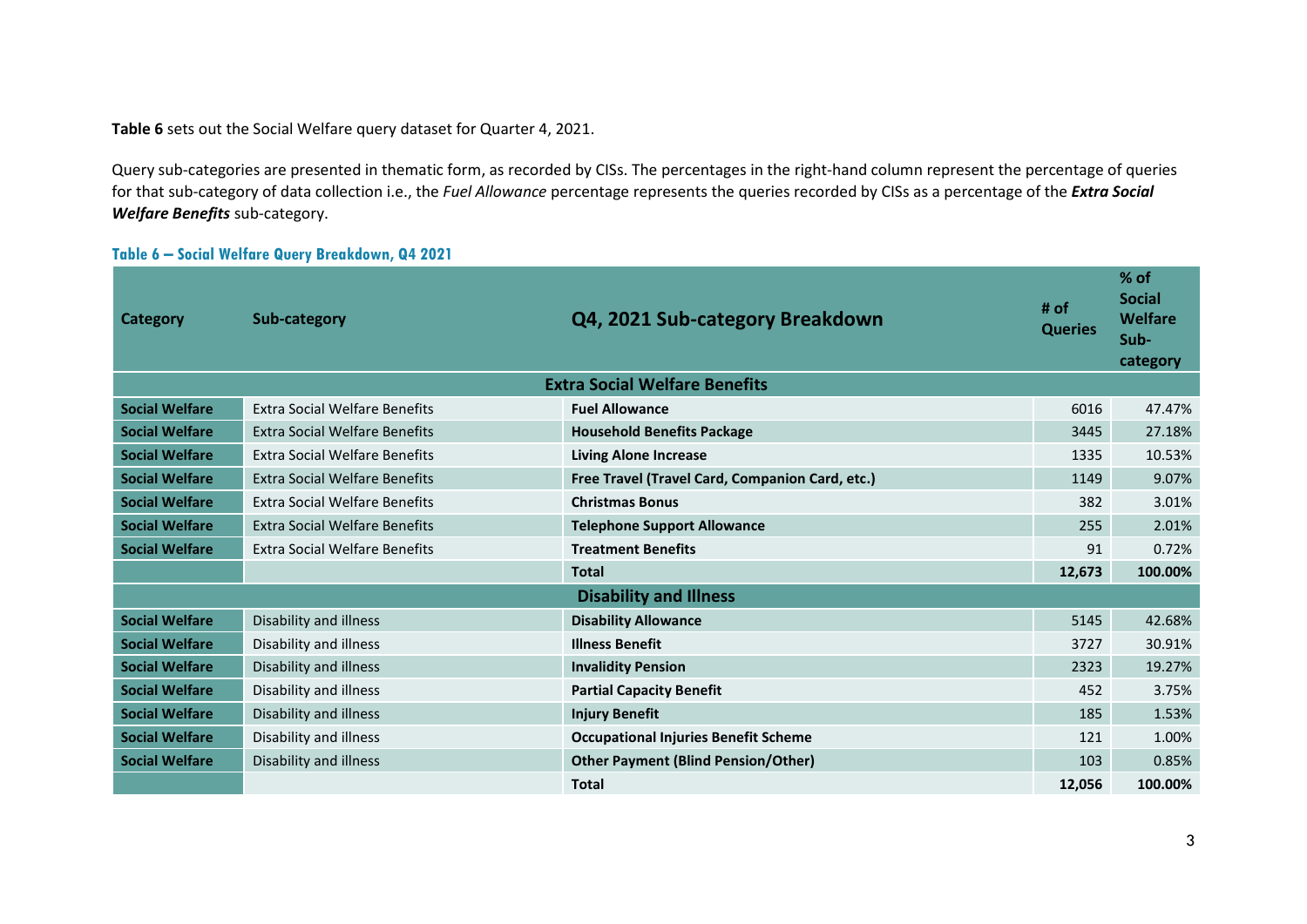**Table 6** sets out the Social Welfare query dataset for Quarter 4, 2021.

Query sub-categories are presented in thematic form, as recorded by CISs. The percentages in the right-hand column represent the percentage of queries for that sub-category of data collection i.e., the *Fuel Allowance* percentage represents the queries recorded by CISs as a percentage of the ***Extra Social Welfare Benefits*** sub-category.

**Table 6 – Social Welfare Query Breakdown, Q4 2021**

| Category | Sub-category | Q4, 2021 Sub-category Breakdown | # of Queries | % of Social Welfare Sub-category |
|---|---|---|---|---|
| | | **Extra Social Welfare Benefits** | | |
| **Social Welfare** | Extra Social Welfare Benefits | **Fuel Allowance** | 6016 | 47.47% |
| **Social Welfare** | Extra Social Welfare Benefits | **Household Benefits Package** | 3445 | 27.18% |
| **Social Welfare** | Extra Social Welfare Benefits | **Living Alone Increase** | 1335 | 10.53% |
| **Social Welfare** | Extra Social Welfare Benefits | **Free Travel (Travel Card, Companion Card, etc.)** | 1149 | 9.07% |
| **Social Welfare** | Extra Social Welfare Benefits | **Christmas Bonus** | 382 | 3.01% |
| **Social Welfare** | Extra Social Welfare Benefits | **Telephone Support Allowance** | 255 | 2.01% |
| **Social Welfare** | Extra Social Welfare Benefits | **Treatment Benefits** | 91 | 0.72% |
| | | **Total** | **12,673** | **100.00%** |
| | | **Disability and Illness** | | |
| **Social Welfare** | Disability and illness | **Disability Allowance** | 5145 | 42.68% |
| **Social Welfare** | Disability and illness | **Illness Benefit** | 3727 | 30.91% |
| **Social Welfare** | Disability and illness | **Invalidity Pension** | 2323 | 19.27% |
| **Social Welfare** | Disability and illness | **Partial Capacity Benefit** | 452 | 3.75% |
| **Social Welfare** | Disability and illness | **Injury Benefit** | 185 | 1.53% |
| **Social Welfare** | Disability and illness | **Occupational Injuries Benefit Scheme** | 121 | 1.00% |
| **Social Welfare** | Disability and illness | **Other Payment (Blind Pension/Other)** | 103 | 0.85% |
| | | **Total** | **12,056** | **100.00%** |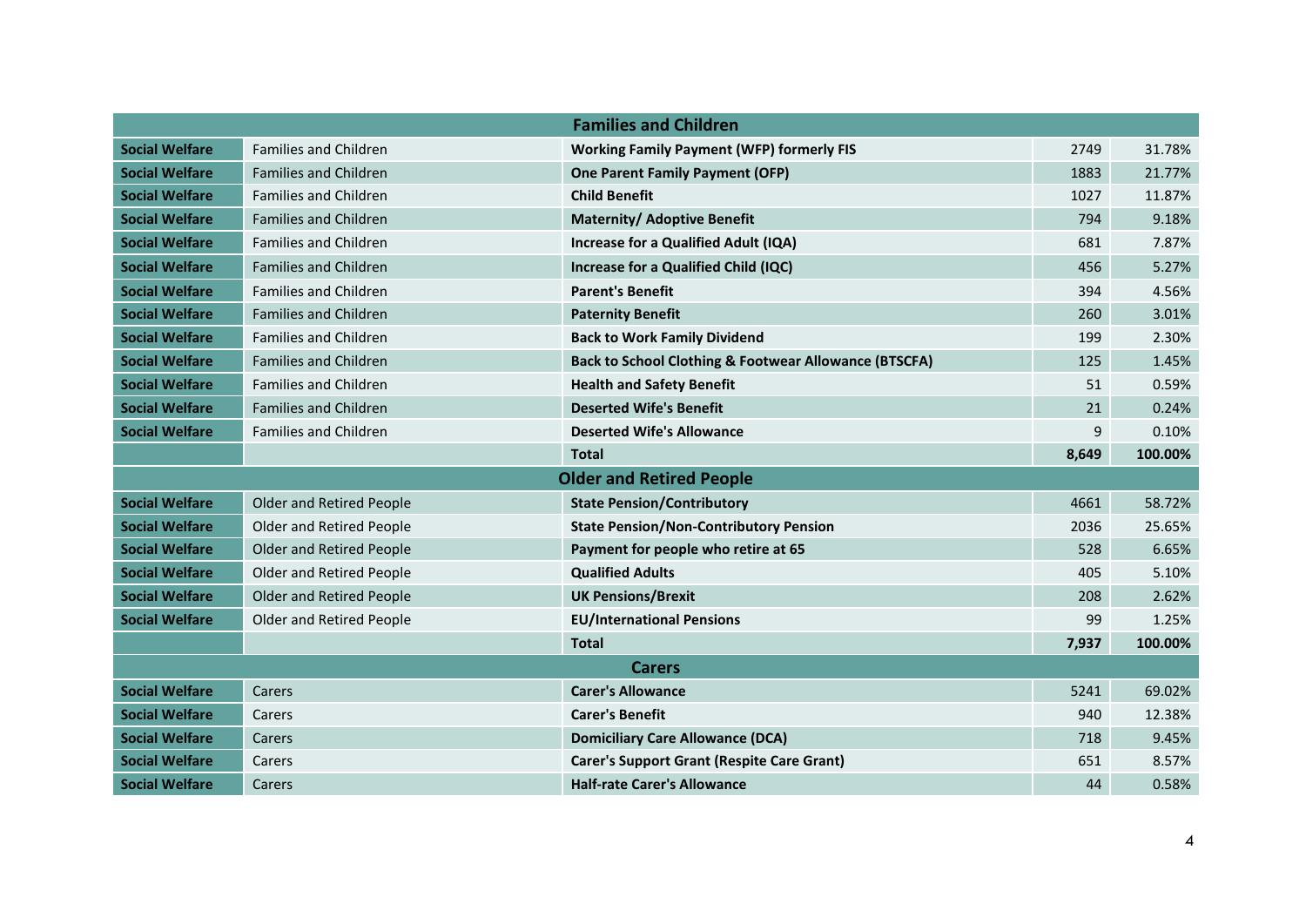| Families and Children | | | | |
|---|---|---|---|---|
| **Social Welfare** | Families and Children | **Working Family Payment (WFP) formerly FIS** | 2749 | 31.78% |
| **Social Welfare** | Families and Children | **One Parent Family Payment (OFP)** | 1883 | 21.77% |
| **Social Welfare** | Families and Children | **Child Benefit** | 1027 | 11.87% |
| **Social Welfare** | Families and Children | **Maternity/ Adoptive Benefit** | 794 | 9.18% |
| **Social Welfare** | Families and Children | **Increase for a Qualified Adult (IQA)** | 681 | 7.87% |
| **Social Welfare** | Families and Children | **Increase for a Qualified Child (IQC)** | 456 | 5.27% |
| **Social Welfare** | Families and Children | **Parent's Benefit** | 394 | 4.56% |
| **Social Welfare** | Families and Children | **Paternity Benefit** | 260 | 3.01% |
| **Social Welfare** | Families and Children | **Back to Work Family Dividend** | 199 | 2.30% |
| **Social Welfare** | Families and Children | **Back to School Clothing & Footwear Allowance (BTSCFA)** | 125 | 1.45% |
| **Social Welfare** | Families and Children | **Health and Safety Benefit** | 51 | 0.59% |
| **Social Welfare** | Families and Children | **Deserted Wife's Benefit** | 21 | 0.24% |
| **Social Welfare** | Families and Children | **Deserted Wife's Allowance** | 9 | 0.10% |
| | | **Total** | **8,649** | **100.00%** |

| Older and Retired People | | | | |
|---|---|---|---|---|
| **Social Welfare** | Older and Retired People | **State Pension/Contributory** | 4661 | 58.72% |
| **Social Welfare** | Older and Retired People | **State Pension/Non-Contributory Pension** | 2036 | 25.65% |
| **Social Welfare** | Older and Retired People | **Payment for people who retire at 65** | 528 | 6.65% |
| **Social Welfare** | Older and Retired People | **Qualified Adults** | 405 | 5.10% |
| **Social Welfare** | Older and Retired People | **UK Pensions/Brexit** | 208 | 2.62% |
| **Social Welfare** | Older and Retired People | **EU/International Pensions** | 99 | 1.25% |
| | | **Total** | **7,937** | **100.00%** |

| Carers | | | | |
|---|---|---|---|---|
| **Social Welfare** | Carers | **Carer's Allowance** | 5241 | 69.02% |
| **Social Welfare** | Carers | **Carer's Benefit** | 940 | 12.38% |
| **Social Welfare** | Carers | **Domiciliary Care Allowance (DCA)** | 718 | 9.45% |
| **Social Welfare** | Carers | **Carer's Support Grant (Respite Care Grant)** | 651 | 8.57% |
| **Social Welfare** | Carers | **Half-rate Carer's Allowance** | 44 | 0.58% |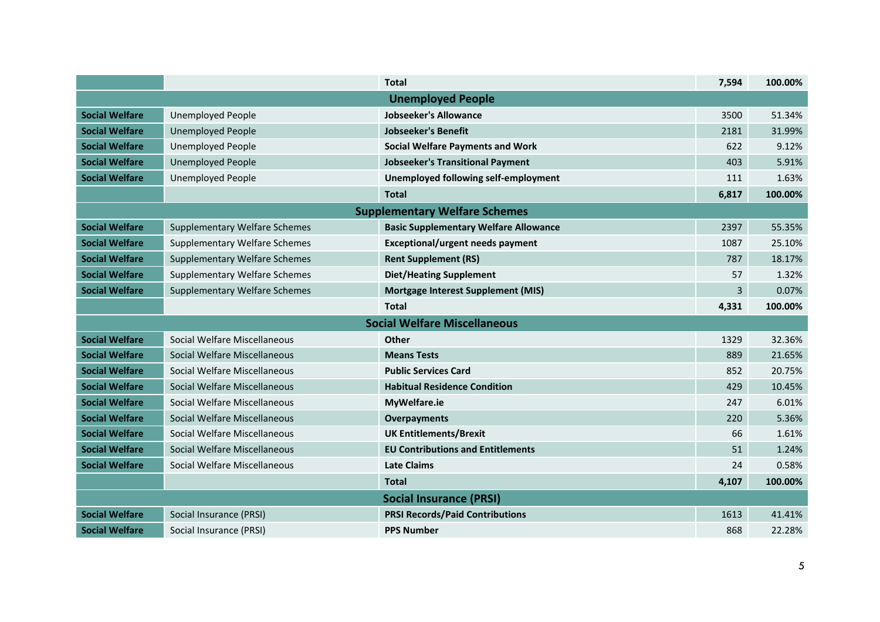| | | | | |
|---|---|---|---|---|
| | | **Total** | **7,594** | **100.00%** |
| **Unemployed People** | | | | |
| **Social Welfare** | Unemployed People | **Jobseeker's Allowance** | 3500 | 51.34% |
| **Social Welfare** | Unemployed People | **Jobseeker's Benefit** | 2181 | 31.99% |
| **Social Welfare** | Unemployed People | **Social Welfare Payments and Work** | 622 | 9.12% |
| **Social Welfare** | Unemployed People | **Jobseeker's Transitional Payment** | 403 | 5.91% |
| **Social Welfare** | Unemployed People | **Unemployed following self-employment** | 111 | 1.63% |
| | | **Total** | **6,817** | **100.00%** |
| **Supplementary Welfare Schemes** | | | | |
| **Social Welfare** | Supplementary Welfare Schemes | **Basic Supplementary Welfare Allowance** | 2397 | 55.35% |
| **Social Welfare** | Supplementary Welfare Schemes | **Exceptional/urgent needs payment** | 1087 | 25.10% |
| **Social Welfare** | Supplementary Welfare Schemes | **Rent Supplement (RS)** | 787 | 18.17% |
| **Social Welfare** | Supplementary Welfare Schemes | **Diet/Heating Supplement** | 57 | 1.32% |
| **Social Welfare** | Supplementary Welfare Schemes | **Mortgage Interest Supplement (MIS)** | 3 | 0.07% |
| | | **Total** | **4,331** | **100.00%** |
| **Social Welfare Miscellaneous** | | | | |
| **Social Welfare** | Social Welfare Miscellaneous | **Other** | 1329 | 32.36% |
| **Social Welfare** | Social Welfare Miscellaneous | **Means Tests** | 889 | 21.65% |
| **Social Welfare** | Social Welfare Miscellaneous | **Public Services Card** | 852 | 20.75% |
| **Social Welfare** | Social Welfare Miscellaneous | **Habitual Residence Condition** | 429 | 10.45% |
| **Social Welfare** | Social Welfare Miscellaneous | **MyWelfare.ie** | 247 | 6.01% |
| **Social Welfare** | Social Welfare Miscellaneous | **Overpayments** | 220 | 5.36% |
| **Social Welfare** | Social Welfare Miscellaneous | **UK Entitlements/Brexit** | 66 | 1.61% |
| **Social Welfare** | Social Welfare Miscellaneous | **EU Contributions and Entitlements** | 51 | 1.24% |
| **Social Welfare** | Social Welfare Miscellaneous | **Late Claims** | 24 | 0.58% |
| | | **Total** | **4,107** | **100.00%** |
| **Social Insurance (PRSI)** | | | | |
| **Social Welfare** | Social Insurance (PRSI) | **PRSI Records/Paid Contributions** | 1613 | 41.41% |
| **Social Welfare** | Social Insurance (PRSI) | **PPS Number** | 868 | 22.28% |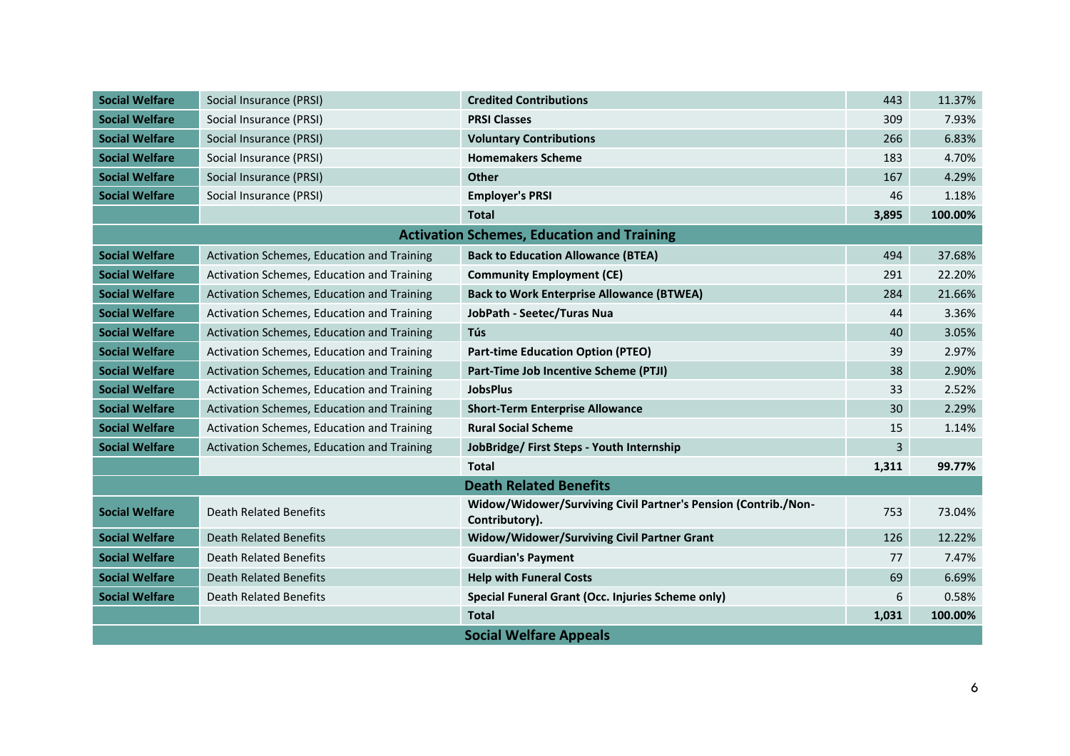| | | | | |
|---|---|---|---|---|
| **Social Welfare** | Social Insurance (PRSI) | **Credited Contributions** | 443 | 11.37% |
| **Social Welfare** | Social Insurance (PRSI) | **PRSI Classes** | 309 | 7.93% |
| **Social Welfare** | Social Insurance (PRSI) | **Voluntary Contributions** | 266 | 6.83% |
| **Social Welfare** | Social Insurance (PRSI) | **Homemakers Scheme** | 183 | 4.70% |
| **Social Welfare** | Social Insurance (PRSI) | **Other** | 167 | 4.29% |
| **Social Welfare** | Social Insurance (PRSI) | **Employer's PRSI** | 46 | 1.18% |
| | | **Total** | **3,895** | **100.00%** |
| | | **Activation Schemes, Education and Training** | | |
| **Social Welfare** | Activation Schemes, Education and Training | **Back to Education Allowance (BTEA)** | 494 | 37.68% |
| **Social Welfare** | Activation Schemes, Education and Training | **Community Employment (CE)** | 291 | 22.20% |
| **Social Welfare** | Activation Schemes, Education and Training | **Back to Work Enterprise Allowance (BTWEA)** | 284 | 21.66% |
| **Social Welfare** | Activation Schemes, Education and Training | **JobPath - Seetec/Turas Nua** | 44 | 3.36% |
| **Social Welfare** | Activation Schemes, Education and Training | **Tús** | 40 | 3.05% |
| **Social Welfare** | Activation Schemes, Education and Training | **Part-time Education Option (PTEO)** | 39 | 2.97% |
| **Social Welfare** | Activation Schemes, Education and Training | **Part-Time Job Incentive Scheme (PTJI)** | 38 | 2.90% |
| **Social Welfare** | Activation Schemes, Education and Training | **JobsPlus** | 33 | 2.52% |
| **Social Welfare** | Activation Schemes, Education and Training | **Short-Term Enterprise Allowance** | 30 | 2.29% |
| **Social Welfare** | Activation Schemes, Education and Training | **Rural Social Scheme** | 15 | 1.14% |
| **Social Welfare** | Activation Schemes, Education and Training | **JobBridge/ First Steps - Youth Internship** | 3 | |
| | | **Total** | **1,311** | **99.77%** |
| | | **Death Related Benefits** | | |
| **Social Welfare** | Death Related Benefits | **Widow/Widower/Surviving Civil Partner's Pension (Contrib./Non-Contributory).** | 753 | 73.04% |
| **Social Welfare** | Death Related Benefits | **Widow/Widower/Surviving Civil Partner Grant** | 126 | 12.22% |
| **Social Welfare** | Death Related Benefits | **Guardian's Payment** | 77 | 7.47% |
| **Social Welfare** | Death Related Benefits | **Help with Funeral Costs** | 69 | 6.69% |
| **Social Welfare** | Death Related Benefits | **Special Funeral Grant (Occ. Injuries Scheme only)** | 6 | 0.58% |
| | | **Total** | **1,031** | **100.00%** |
| | | **Social Welfare Appeals** | | |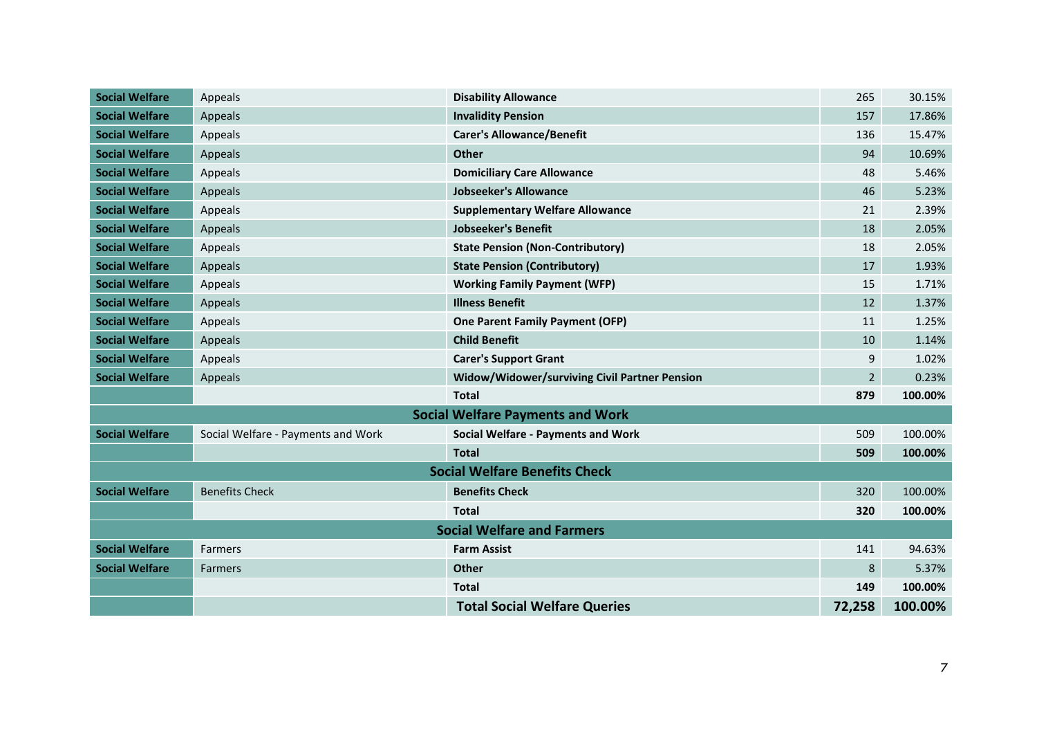| | | | | |
|---|---|---|---|---|
| **Social Welfare** | Appeals | **Disability Allowance** | 265 | 30.15% |
| **Social Welfare** | Appeals | **Invalidity Pension** | 157 | 17.86% |
| **Social Welfare** | Appeals | **Carer's Allowance/Benefit** | 136 | 15.47% |
| **Social Welfare** | Appeals | **Other** | 94 | 10.69% |
| **Social Welfare** | Appeals | **Domiciliary Care Allowance** | 48 | 5.46% |
| **Social Welfare** | Appeals | **Jobseeker's Allowance** | 46 | 5.23% |
| **Social Welfare** | Appeals | **Supplementary Welfare Allowance** | 21 | 2.39% |
| **Social Welfare** | Appeals | **Jobseeker's Benefit** | 18 | 2.05% |
| **Social Welfare** | Appeals | **State Pension (Non-Contributory)** | 18 | 2.05% |
| **Social Welfare** | Appeals | **State Pension (Contributory)** | 17 | 1.93% |
| **Social Welfare** | Appeals | **Working Family Payment (WFP)** | 15 | 1.71% |
| **Social Welfare** | Appeals | **Illness Benefit** | 12 | 1.37% |
| **Social Welfare** | Appeals | **One Parent Family Payment (OFP)** | 11 | 1.25% |
| **Social Welfare** | Appeals | **Child Benefit** | 10 | 1.14% |
| **Social Welfare** | Appeals | **Carer's Support Grant** | 9 | 1.02% |
| **Social Welfare** | Appeals | **Widow/Widower/surviving Civil Partner Pension** | 2 | 0.23% |
| | | **Total** | **879** | **100.00%** |
| **Social Welfare Payments and Work** | | | | |
| **Social Welfare** | Social Welfare - Payments and Work | **Social Welfare - Payments and Work** | 509 | 100.00% |
| | | **Total** | **509** | **100.00%** |
| **Social Welfare Benefits Check** | | | | |
| **Social Welfare** | Benefits Check | **Benefits Check** | 320 | 100.00% |
| | | **Total** | **320** | **100.00%** |
| **Social Welfare and Farmers** | | | | |
| **Social Welfare** | Farmers | **Farm Assist** | 141 | 94.63% |
| **Social Welfare** | Farmers | **Other** | 8 | 5.37% |
| | | **Total** | **149** | **100.00%** |
| | | **Total Social Welfare Queries** | **72,258** | **100.00%** |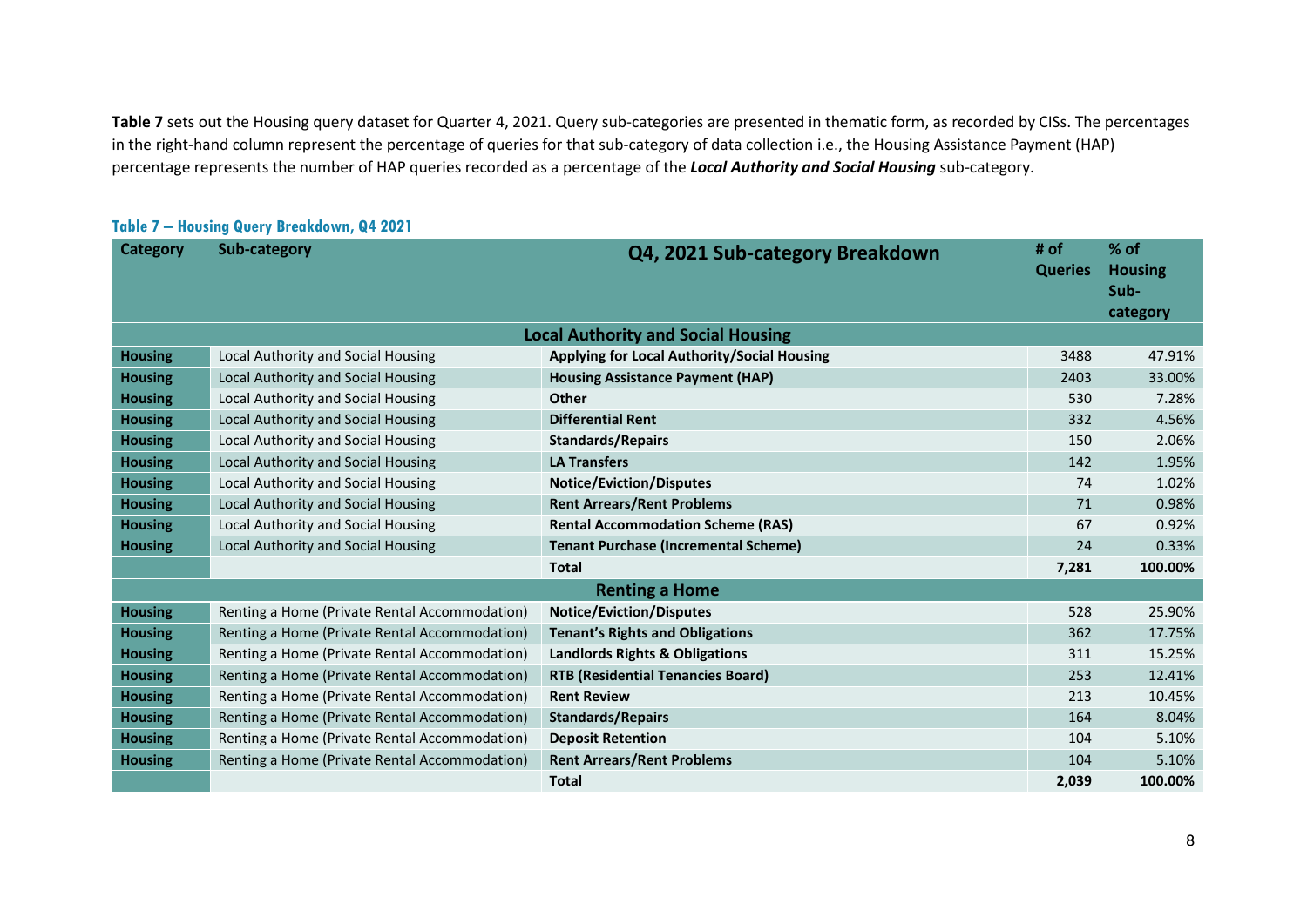**Table 7** sets out the Housing query dataset for Quarter 4, 2021. Query sub-categories are presented in thematic form, as recorded by CISs. The percentages in the right-hand column represent the percentage of queries for that sub-category of data collection i.e., the Housing Assistance Payment (HAP) percentage represents the number of HAP queries recorded as a percentage of the ***Local Authority and Social Housing*** sub-category.

### Table 7 – Housing Query Breakdown, Q4 2021

| Category | Sub-category | Q4, 2021 Sub-category Breakdown | # of Queries | % of Housing Sub-category |
|---|---|---|---|---|
| | | **Local Authority and Social Housing** | | |
| **Housing** | Local Authority and Social Housing | **Applying for Local Authority/Social Housing** | 3488 | 47.91% |
| **Housing** | Local Authority and Social Housing | **Housing Assistance Payment (HAP)** | 2403 | 33.00% |
| **Housing** | Local Authority and Social Housing | **Other** | 530 | 7.28% |
| **Housing** | Local Authority and Social Housing | **Differential Rent** | 332 | 4.56% |
| **Housing** | Local Authority and Social Housing | **Standards/Repairs** | 150 | 2.06% |
| **Housing** | Local Authority and Social Housing | **LA Transfers** | 142 | 1.95% |
| **Housing** | Local Authority and Social Housing | **Notice/Eviction/Disputes** | 74 | 1.02% |
| **Housing** | Local Authority and Social Housing | **Rent Arrears/Rent Problems** | 71 | 0.98% |
| **Housing** | Local Authority and Social Housing | **Rental Accommodation Scheme (RAS)** | 67 | 0.92% |
| **Housing** | Local Authority and Social Housing | **Tenant Purchase (Incremental Scheme)** | 24 | 0.33% |
| | | **Total** | **7,281** | **100.00%** |
| | | **Renting a Home** | | |
| **Housing** | Renting a Home (Private Rental Accommodation) | **Notice/Eviction/Disputes** | 528 | 25.90% |
| **Housing** | Renting a Home (Private Rental Accommodation) | **Tenant's Rights and Obligations** | 362 | 17.75% |
| **Housing** | Renting a Home (Private Rental Accommodation) | **Landlords Rights & Obligations** | 311 | 15.25% |
| **Housing** | Renting a Home (Private Rental Accommodation) | **RTB (Residential Tenancies Board)** | 253 | 12.41% |
| **Housing** | Renting a Home (Private Rental Accommodation) | **Rent Review** | 213 | 10.45% |
| **Housing** | Renting a Home (Private Rental Accommodation) | **Standards/Repairs** | 164 | 8.04% |
| **Housing** | Renting a Home (Private Rental Accommodation) | **Deposit Retention** | 104 | 5.10% |
| **Housing** | Renting a Home (Private Rental Accommodation) | **Rent Arrears/Rent Problems** | 104 | 5.10% |
| | | **Total** | **2,039** | **100.00%** |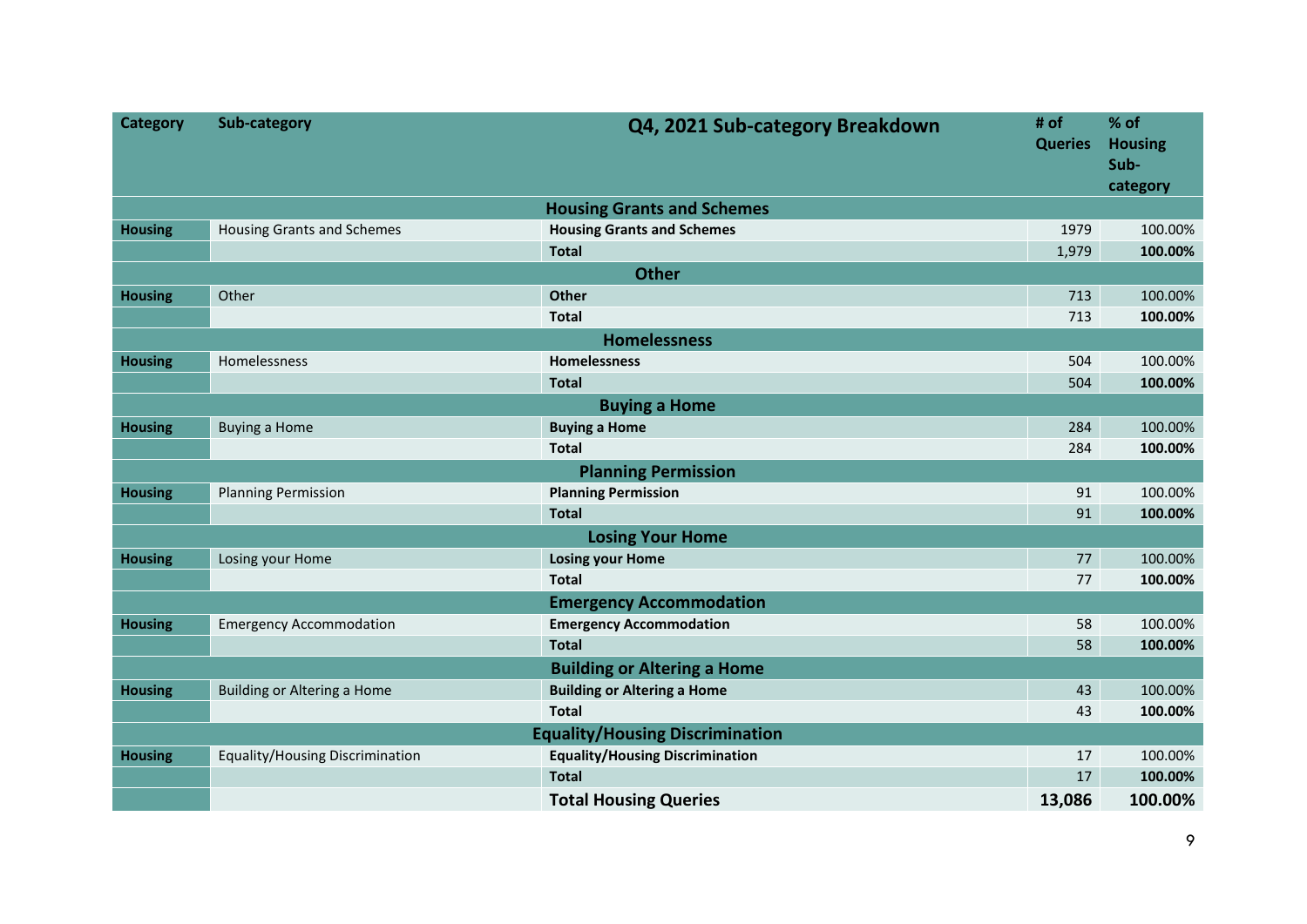| Category | Sub-category | Q4, 2021 Sub-category Breakdown | # of Queries | % of Housing Sub-category |
|---|---|---|---|---|
| | | **Housing Grants and Schemes** | | |
| **Housing** | Housing Grants and Schemes | **Housing Grants and Schemes** | 1979 | 100.00% |
| | | **Total** | 1,979 | **100.00%** |
| | | **Other** | | |
| **Housing** | Other | **Other** | 713 | 100.00% |
| | | **Total** | 713 | **100.00%** |
| | | **Homelessness** | | |
| **Housing** | Homelessness | **Homelessness** | 504 | 100.00% |
| | | **Total** | 504 | **100.00%** |
| | | **Buying a Home** | | |
| **Housing** | Buying a Home | **Buying a Home** | 284 | 100.00% |
| | | **Total** | 284 | **100.00%** |
| | | **Planning Permission** | | |
| **Housing** | Planning Permission | **Planning Permission** | 91 | 100.00% |
| | | **Total** | 91 | **100.00%** |
| | | **Losing Your Home** | | |
| **Housing** | Losing your Home | **Losing your Home** | 77 | 100.00% |
| | | **Total** | 77 | **100.00%** |
| | | **Emergency Accommodation** | | |
| **Housing** | Emergency Accommodation | **Emergency Accommodation** | 58 | 100.00% |
| | | **Total** | 58 | **100.00%** |
| | | **Building or Altering a Home** | | |
| **Housing** | Building or Altering a Home | **Building or Altering a Home** | 43 | 100.00% |
| | | **Total** | 43 | **100.00%** |
| | | **Equality/Housing Discrimination** | | |
| **Housing** | Equality/Housing Discrimination | **Equality/Housing Discrimination** | 17 | 100.00% |
| | | **Total** | 17 | **100.00%** |
| | | **Total Housing Queries** | **13,086** | **100.00%** |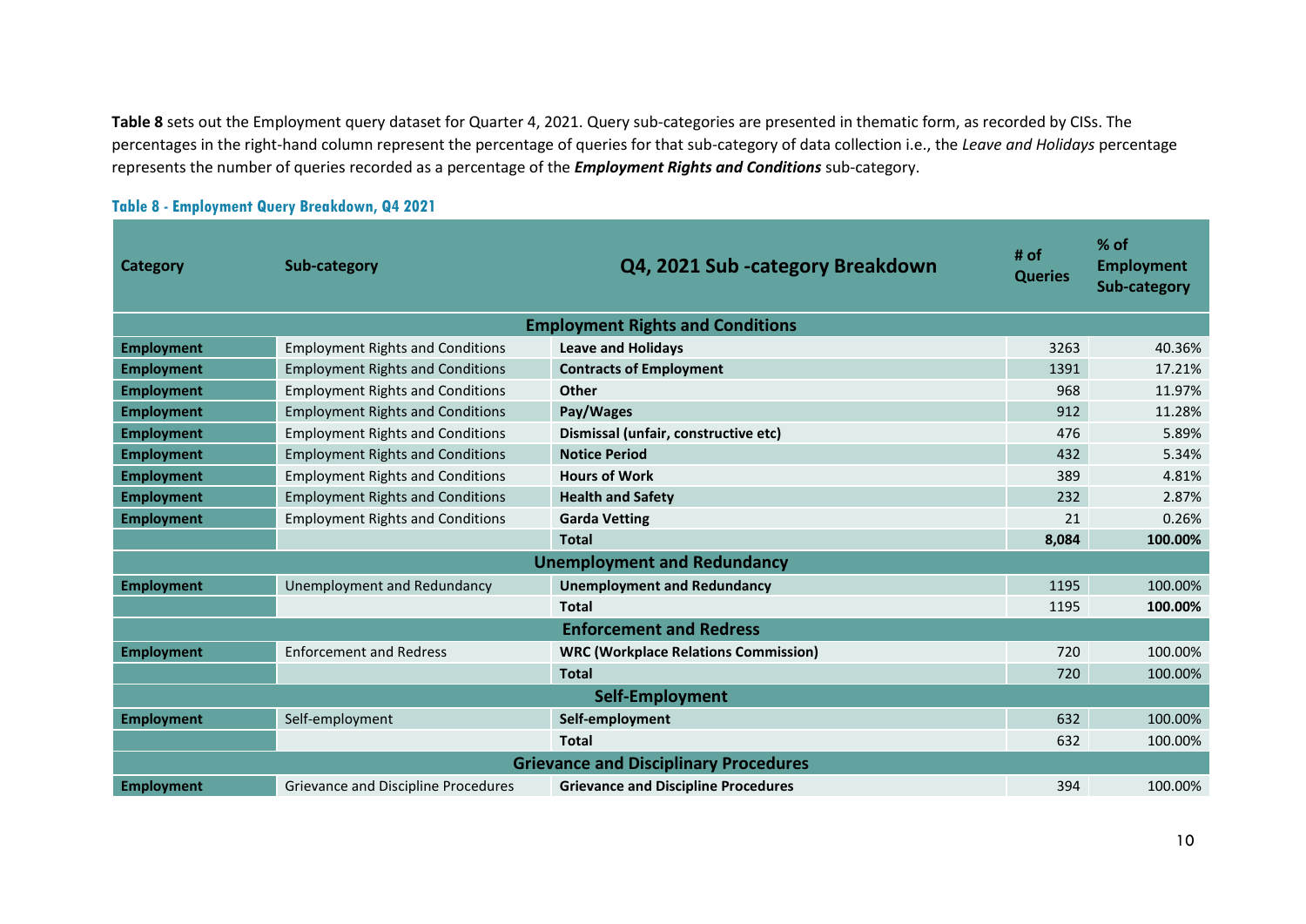**Table 8** sets out the Employment query dataset for Quarter 4, 2021. Query sub-categories are presented in thematic form, as recorded by CISs. The percentages in the right-hand column represent the percentage of queries for that sub-category of data collection i.e., the *Leave and Holidays* percentage represents the number of queries recorded as a percentage of the ***Employment Rights and Conditions*** sub-category.

**Table 8 - Employment Query Breakdown, Q4 2021**

| Category | Sub-category | Q4, 2021 Sub -category Breakdown | # of Queries | % of Employment Sub-category |
|---|---|---|---|---|
| | | **Employment Rights and Conditions** | | |
| **Employment** | Employment Rights and Conditions | **Leave and Holidays** | 3263 | 40.36% |
| **Employment** | Employment Rights and Conditions | **Contracts of Employment** | 1391 | 17.21% |
| **Employment** | Employment Rights and Conditions | **Other** | 968 | 11.97% |
| **Employment** | Employment Rights and Conditions | **Pay/Wages** | 912 | 11.28% |
| **Employment** | Employment Rights and Conditions | **Dismissal (unfair, constructive etc)** | 476 | 5.89% |
| **Employment** | Employment Rights and Conditions | **Notice Period** | 432 | 5.34% |
| **Employment** | Employment Rights and Conditions | **Hours of Work** | 389 | 4.81% |
| **Employment** | Employment Rights and Conditions | **Health and Safety** | 232 | 2.87% |
| **Employment** | Employment Rights and Conditions | **Garda Vetting** | 21 | 0.26% |
| | | **Total** | **8,084** | **100.00%** |
| | | **Unemployment and Redundancy** | | |
| **Employment** | Unemployment and Redundancy | **Unemployment and Redundancy** | 1195 | 100.00% |
| | | **Total** | 1195 | **100.00%** |
| | | **Enforcement and Redress** | | |
| **Employment** | Enforcement and Redress | **WRC (Workplace Relations Commission)** | 720 | 100.00% |
| | | **Total** | 720 | 100.00% |
| | | **Self-Employment** | | |
| **Employment** | Self-employment | **Self-employment** | 632 | 100.00% |
| | | **Total** | 632 | 100.00% |
| | | **Grievance and Disciplinary Procedures** | | |
| **Employment** | Grievance and Discipline Procedures | **Grievance and Discipline Procedures** | 394 | 100.00% |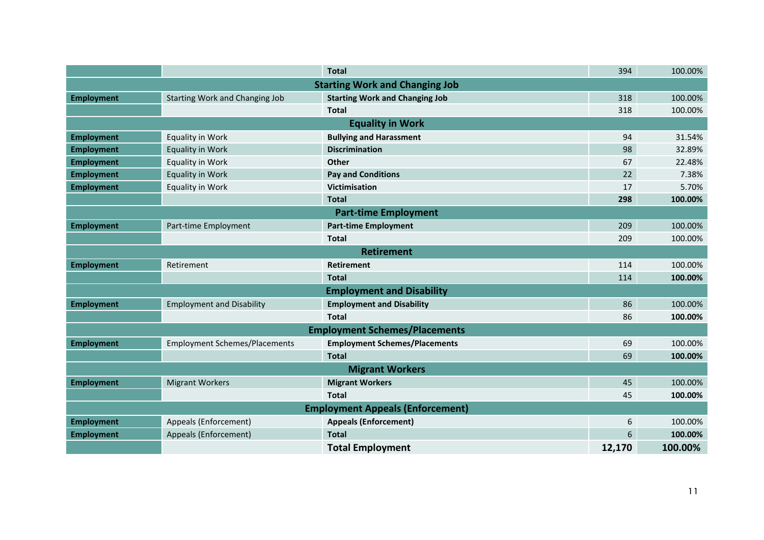| | | | | |
|---|---|---|---|---|
| | | **Total** | 394 | 100.00% |
| **Starting Work and Changing Job** | | | | |
| **Employment** | Starting Work and Changing Job | **Starting Work and Changing Job** | 318 | 100.00% |
| | | **Total** | 318 | 100.00% |
| **Equality in Work** | | | | |
| **Employment** | Equality in Work | **Bullying and Harassment** | 94 | 31.54% |
| **Employment** | Equality in Work | **Discrimination** | 98 | 32.89% |
| **Employment** | Equality in Work | **Other** | 67 | 22.48% |
| **Employment** | Equality in Work | **Pay and Conditions** | 22 | 7.38% |
| **Employment** | Equality in Work | **Victimisation** | 17 | 5.70% |
| | | **Total** | **298** | **100.00%** |
| **Part-time Employment** | | | | |
| **Employment** | Part-time Employment | **Part-time Employment** | 209 | 100.00% |
| | | **Total** | 209 | 100.00% |
| **Retirement** | | | | |
| **Employment** | Retirement | **Retirement** | 114 | 100.00% |
| | | **Total** | 114 | **100.00%** |
| **Employment and Disability** | | | | |
| **Employment** | Employment and Disability | **Employment and Disability** | 86 | 100.00% |
| | | **Total** | 86 | **100.00%** |
| **Employment Schemes/Placements** | | | | |
| **Employment** | Employment Schemes/Placements | **Employment Schemes/Placements** | 69 | 100.00% |
| | | **Total** | 69 | **100.00%** |
| **Migrant Workers** | | | | |
| **Employment** | Migrant Workers | **Migrant Workers** | 45 | 100.00% |
| | | **Total** | 45 | **100.00%** |
| **Employment Appeals (Enforcement)** | | | | |
| **Employment** | Appeals (Enforcement) | **Appeals (Enforcement)** | 6 | 100.00% |
| **Employment** | Appeals (Enforcement) | **Total** | 6 | **100.00%** |
| | | **Total Employment** | **12,170** | **100.00%** |